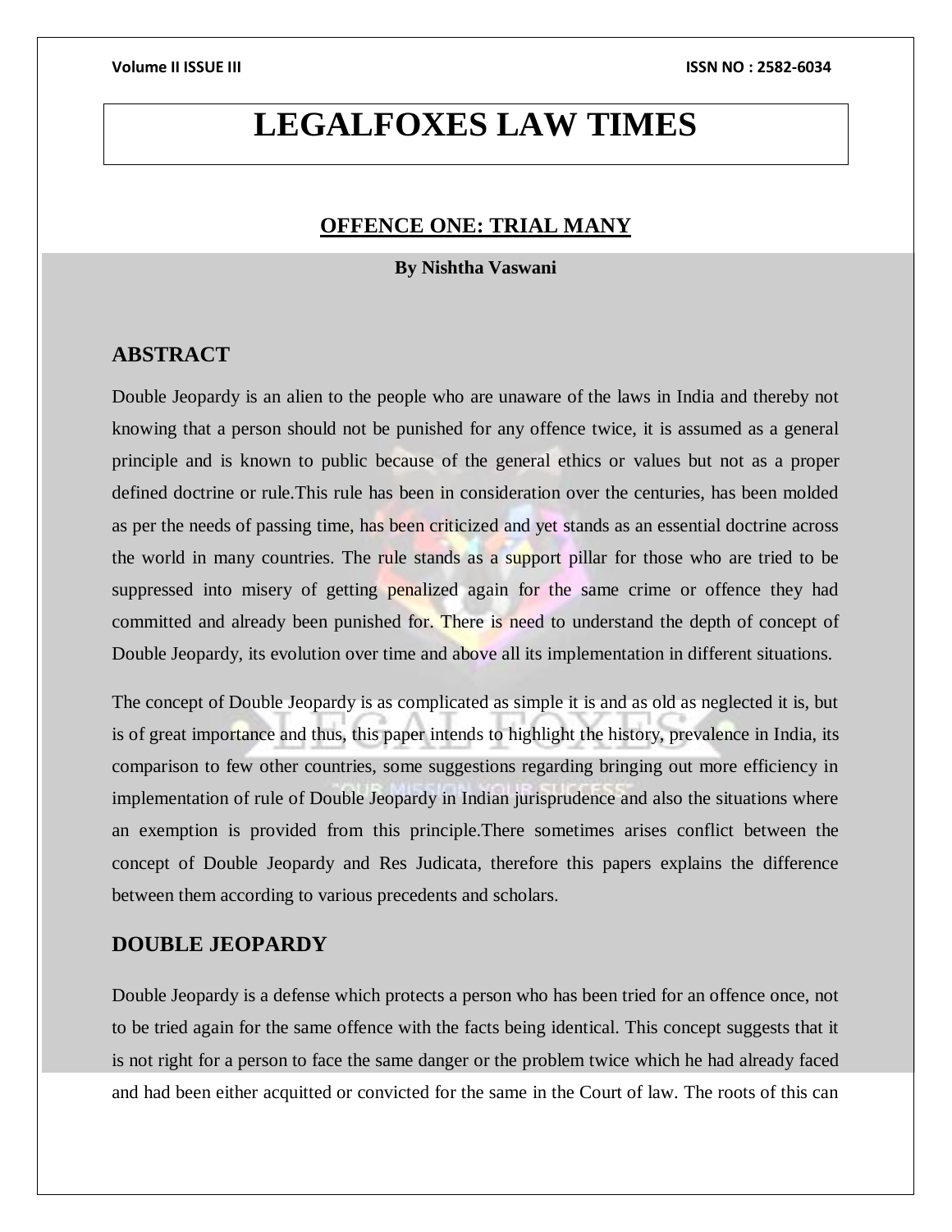# LEGALFOXES LAW TIMES

## OFFENCE ONE: TRIAL MANY

**By Nishtha Vaswani**

## ABSTRACT

Double Jeopardy is an alien to the people who are unaware of the laws in India and thereby not knowing that a person should not be punished for any offence twice, it is assumed as a general principle and is known to public because of the general ethics or values but not as a proper defined doctrine or rule.This rule has been in consideration over the centuries, has been molded as per the needs of passing time, has been criticized and yet stands as an essential doctrine across the world in many countries. The rule stands as a support pillar for those who are tried to be suppressed into misery of getting penalized again for the same crime or offence they had committed and already been punished for. There is need to understand the depth of concept of Double Jeopardy, its evolution over time and above all its implementation in different situations.

The concept of Double Jeopardy is as complicated as simple it is and as old as neglected it is, but is of great importance and thus, this paper intends to highlight the history, prevalence in India, its comparison to few other countries, some suggestions regarding bringing out more efficiency in implementation of rule of Double Jeopardy in Indian jurisprudence and also the situations where an exemption is provided from this principle.There sometimes arises conflict between the concept of Double Jeopardy and Res Judicata, therefore this papers explains the difference between them according to various precedents and scholars.

## DOUBLE JEOPARDY

Double Jeopardy is a defense which protects a person who has been tried for an offence once, not to be tried again for the same offence with the facts being identical. This concept suggests that it is not right for a person to face the same danger or the problem twice which he had already faced and had been either acquitted or convicted for the same in the Court of law. The roots of this can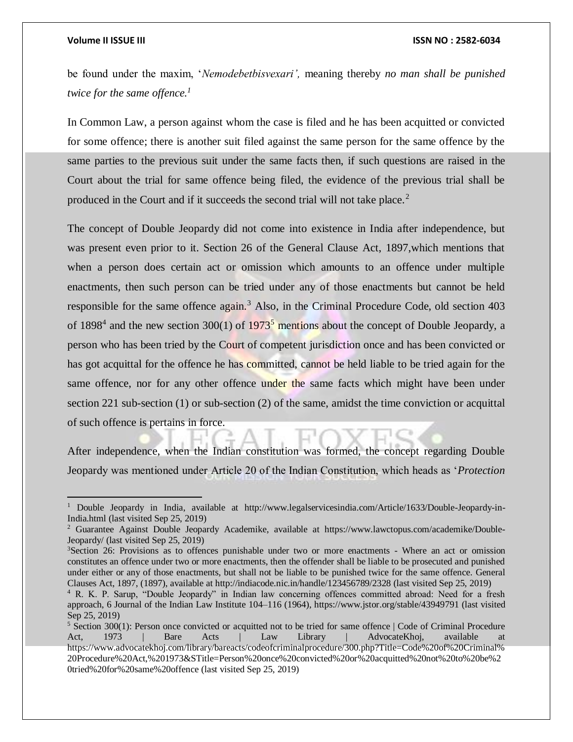be found under the maxim, '*Nemodebetbisvexari',* meaning thereby *no man shall be punished twice for the same offence.*[1]

In Common Law, a person against whom the case is filed and he has been acquitted or convicted for some offence; there is another suit filed against the same person for the same offence by the same parties to the previous suit under the same facts then, if such questions are raised in the Court about the trial for same offence being filed, the evidence of the previous trial shall be produced in the Court and if it succeeds the second trial will not take place.[2]

The concept of Double Jeopardy did not come into existence in India after independence, but was present even prior to it. Section 26 of the General Clause Act, 1897,which mentions that when a person does certain act or omission which amounts to an offence under multiple enactments, then such person can be tried under any of those enactments but cannot be held responsible for the same offence again.[3] Also, in the Criminal Procedure Code, old section 403 of 1898[4] and the new section 300(1) of 1973[5] mentions about the concept of Double Jeopardy, a person who has been tried by the Court of competent jurisdiction once and has been convicted or has got acquittal for the offence he has committed, cannot be held liable to be tried again for the same offence, nor for any other offence under the same facts which might have been under section 221 sub-section (1) or sub-section (2) of the same, amidst the time conviction or acquittal of such offence is pertains in force.

After independence, when the Indian constitution was formed, the concept regarding Double Jeopardy was mentioned under Article 20 of the Indian Constitution, which heads as '*Protection*

---

[1] Double Jeopardy in India, available at http://www.legalservicesindia.com/Article/1633/Double-Jeopardy-in-India.html (last visited Sep 25, 2019)

[2] Guarantee Against Double Jeopardy Academike, available at https://www.lawctopus.com/academike/Double-Jeopardy/ (last visited Sep 25, 2019)

[3] Section 26: Provisions as to offences punishable under two or more enactments - Where an act or omission constitutes an offence under two or more enactments, then the offender shall be liable to be prosecuted and punished under either or any of those enactments, but shall not be liable to be punished twice for the same offence. General Clauses Act, 1897, (1897), available at http://indiacode.nic.in/handle/123456789/2328 (last visited Sep 25, 2019)

[4] R. K. P. Sarup, "Double Jeopardy" in Indian law concerning offences committed abroad: Need for a fresh approach, 6 Journal of the Indian Law Institute 104–116 (1964), https://www.jstor.org/stable/43949791 (last visited Sep 25, 2019)

[5] Section 300(1): Person once convicted or acquitted not to be tried for same offence | Code of Criminal Procedure Act, 1973 | Bare Acts | Law Library | AdvocateKhoj, available at https://www.advocatekhoj.com/library/bareacts/codeofcriminalprocedure/300.php?Title=Code%20of%20Criminal%20Procedure%20Act,%201973&STitle=Person%20once%20convicted%20or%20acquitted%20not%20to%20be%20tried%20for%20same%20offence (last visited Sep 25, 2019)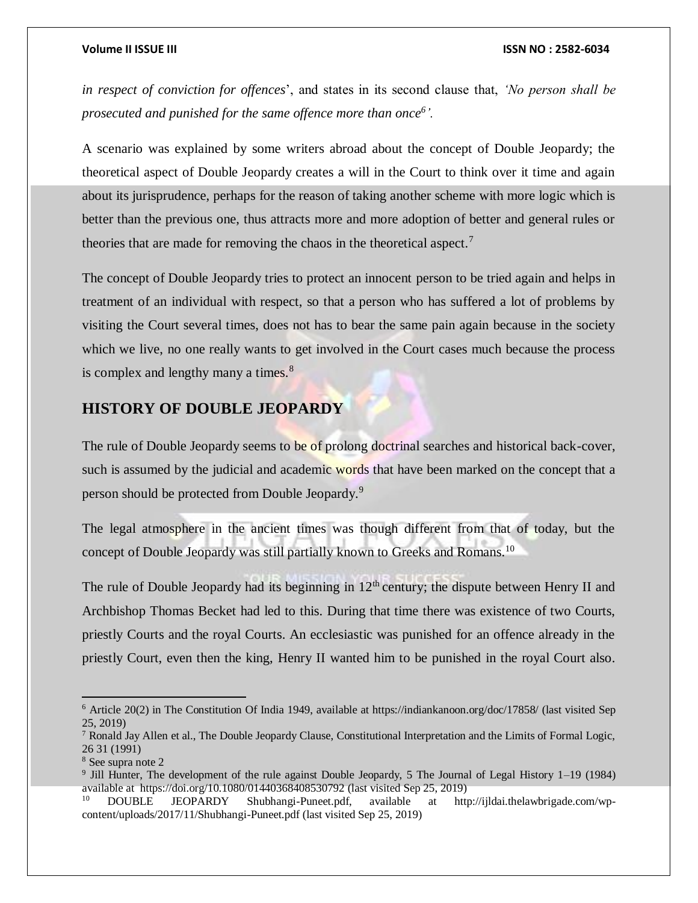*in respect of conviction for offences*', and states in its second clause that, *'No person shall be prosecuted and punished for the same offence more than once[6]'.*

A scenario was explained by some writers abroad about the concept of Double Jeopardy; the theoretical aspect of Double Jeopardy creates a will in the Court to think over it time and again about its jurisprudence, perhaps for the reason of taking another scheme with more logic which is better than the previous one, thus attracts more and more adoption of better and general rules or theories that are made for removing the chaos in the theoretical aspect.[7]

The concept of Double Jeopardy tries to protect an innocent person to be tried again and helps in treatment of an individual with respect, so that a person who has suffered a lot of problems by visiting the Court several times, does not has to bear the same pain again because in the society which we live, no one really wants to get involved in the Court cases much because the process is complex and lengthy many a times.[8]

## HISTORY OF DOUBLE JEOPARDY

The rule of Double Jeopardy seems to be of prolong doctrinal searches and historical back-cover, such is assumed by the judicial and academic words that have been marked on the concept that a person should be protected from Double Jeopardy.[9]

The legal atmosphere in the ancient times was though different from that of today, but the concept of Double Jeopardy was still partially known to Greeks and Romans.[10]

The rule of Double Jeopardy had its beginning in 12th century; the dispute between Henry II and Archbishop Thomas Becket had led to this. During that time there was existence of two Courts, priestly Courts and the royal Courts. An ecclesiastic was punished for an offence already in the priestly Court, even then the king, Henry II wanted him to be punished in the royal Court also.

---

[6] Article 20(2) in The Constitution Of India 1949, available at https://indiankanoon.org/doc/17858/ (last visited Sep 25, 2019)

[7] Ronald Jay Allen et al., The Double Jeopardy Clause, Constitutional Interpretation and the Limits of Formal Logic, 26 31 (1991)

[8] See supra note 2

[9] Jill Hunter, The development of the rule against Double Jeopardy, 5 The Journal of Legal History 1–19 (1984) available at https://doi.org/10.1080/01440368408530792 (last visited Sep 25, 2019)

[10] DOUBLE JEOPARDY Shubhangi-Puneet.pdf, available at http://ijldai.thelawbrigade.com/wp-content/uploads/2017/11/Shubhangi-Puneet.pdf (last visited Sep 25, 2019)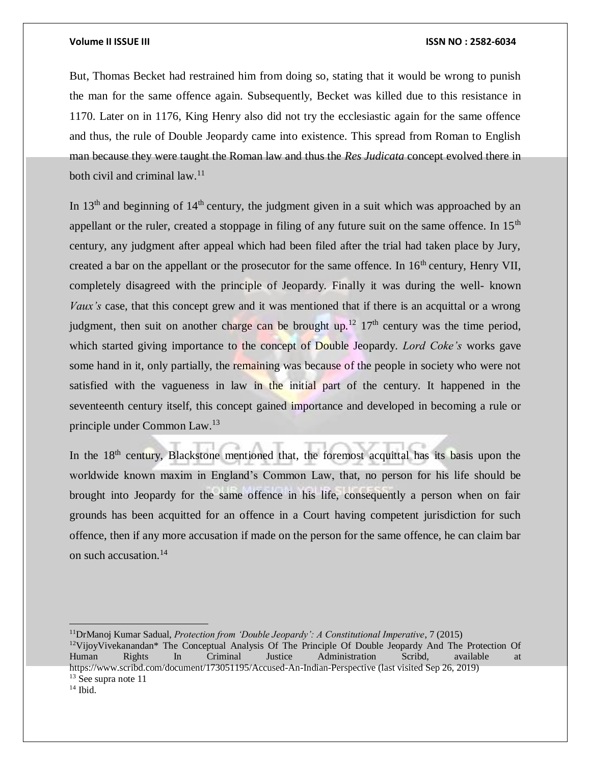But, Thomas Becket had restrained him from doing so, stating that it would be wrong to punish the man for the same offence again. Subsequently, Becket was killed due to this resistance in 1170. Later on in 1176, King Henry also did not try the ecclesiastic again for the same offence and thus, the rule of Double Jeopardy came into existence. This spread from Roman to English man because they were taught the Roman law and thus the *Res Judicata* concept evolved there in both civil and criminal law.[11]

In 13th and beginning of 14th century, the judgment given in a suit which was approached by an appellant or the ruler, created a stoppage in filing of any future suit on the same offence. In 15th century, any judgment after appeal which had been filed after the trial had taken place by Jury, created a bar on the appellant or the prosecutor for the same offence. In 16th century, Henry VII, completely disagreed with the principle of Jeopardy. Finally it was during the well- known *Vaux's* case, that this concept grew and it was mentioned that if there is an acquittal or a wrong judgment, then suit on another charge can be brought up.[12] 17th century was the time period, which started giving importance to the concept of Double Jeopardy. *Lord Coke's* works gave some hand in it, only partially, the remaining was because of the people in society who were not satisfied with the vagueness in law in the initial part of the century. It happened in the seventeenth century itself, this concept gained importance and developed in becoming a rule or principle under Common Law.[13]

In the 18th century, Blackstone mentioned that, the foremost acquittal has its basis upon the worldwide known maxim in England's Common Law, that, no person for his life should be brought into Jeopardy for the same offence in his life, consequently a person when on fair grounds has been acquitted for an offence in a Court having competent jurisdiction for such offence, then if any more accusation if made on the person for the same offence, he can claim bar on such accusation.[14]

---

[11] DrManoj Kumar Sadual, *Protection from 'Double Jeopardy': A Constitutional Imperative*, 7 (2015)

[12] VijoyVivekanandan* The Conceptual Analysis Of The Principle Of Double Jeopardy And The Protection Of Human Rights In Criminal Justice Administration Scribd, available at https://www.scribd.com/document/173051195/Accused-An-Indian-Perspective (last visited Sep 26, 2019)

[13] See supra note 11

[14] Ibid.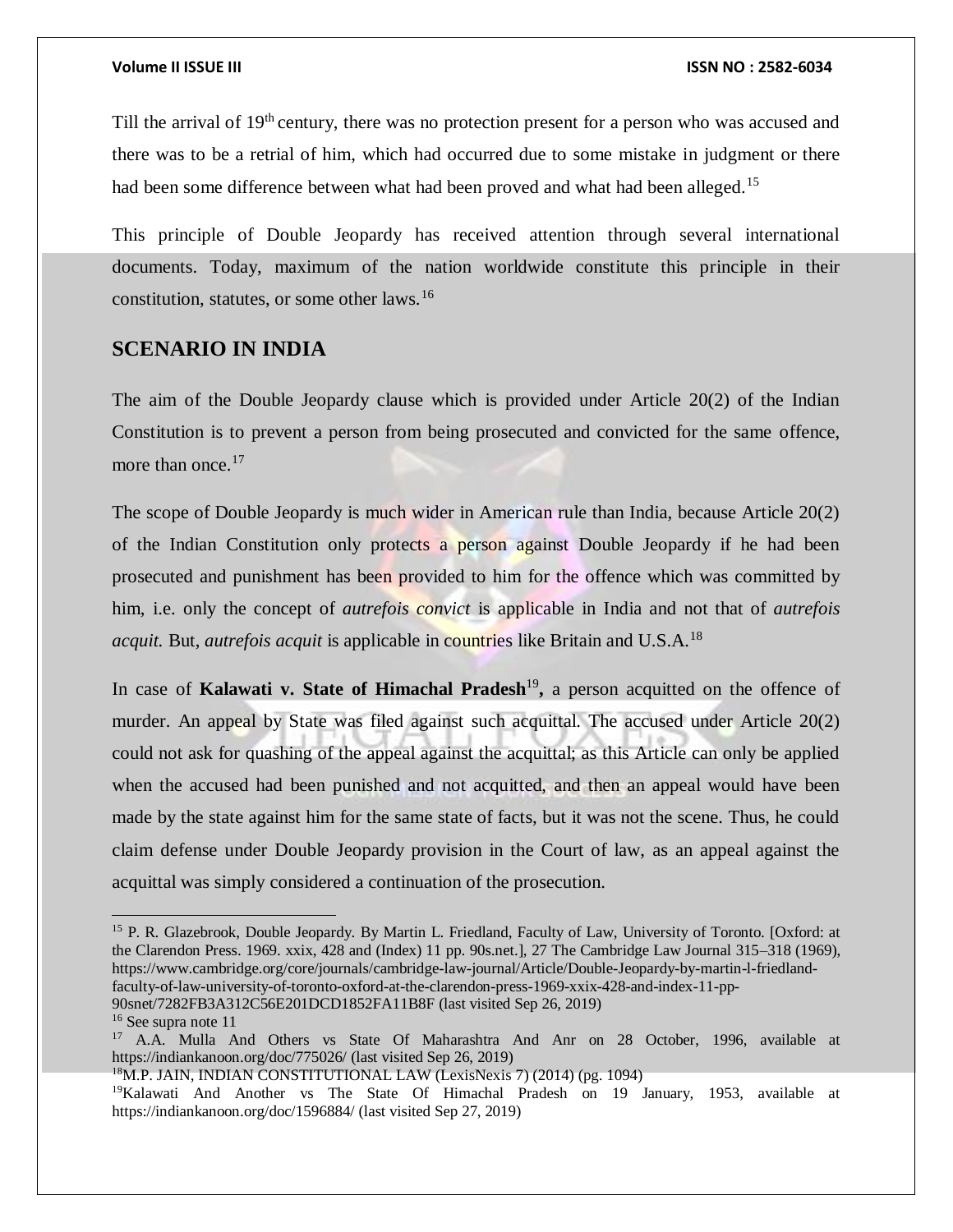Till the arrival of 19th century, there was no protection present for a person who was accused and there was to be a retrial of him, which had occurred due to some mistake in judgment or there had been some difference between what had been proved and what had been alleged.[15]

This principle of Double Jeopardy has received attention through several international documents. Today, maximum of the nation worldwide constitute this principle in their constitution, statutes, or some other laws.[16]

## SCENARIO IN INDIA

The aim of the Double Jeopardy clause which is provided under Article 20(2) of the Indian Constitution is to prevent a person from being prosecuted and convicted for the same offence, more than once.[17]

The scope of Double Jeopardy is much wider in American rule than India, because Article 20(2) of the Indian Constitution only protects a person against Double Jeopardy if he had been prosecuted and punishment has been provided to him for the offence which was committed by him, i.e. only the concept of *autrefois convict* is applicable in India and not that of *autrefois acquit.* But, *autrefois acquit* is applicable in countries like Britain and U.S.A.[18]

In case of **Kalawati v. State of Himachal Pradesh**[19]**,** a person acquitted on the offence of murder. An appeal by State was filed against such acquittal. The accused under Article 20(2) could not ask for quashing of the appeal against the acquittal; as this Article can only be applied when the accused had been punished and not acquitted, and then an appeal would have been made by the state against him for the same state of facts, but it was not the scene. Thus, he could claim defense under Double Jeopardy provision in the Court of law, as an appeal against the acquittal was simply considered a continuation of the prosecution.

---

[15] P. R. Glazebrook, Double Jeopardy. By Martin L. Friedland, Faculty of Law, University of Toronto. [Oxford: at the Clarendon Press. 1969. xxix, 428 and (Index) 11 pp. 90s.net.], 27 The Cambridge Law Journal 315–318 (1969), https://www.cambridge.org/core/journals/cambridge-law-journal/Article/Double-Jeopardy-by-martin-l-friedland-faculty-of-law-university-of-toronto-oxford-at-the-clarendon-press-1969-xxix-428-and-index-11-pp-90snet/7282FB3A312C56E201DCD1852FA11B8F (last visited Sep 26, 2019)

[16] See supra note 11

[17] A.A. Mulla And Others vs State Of Maharashtra And Anr on 28 October, 1996, available at https://indiankanoon.org/doc/775026/ (last visited Sep 26, 2019)

[18] M.P. JAIN, INDIAN CONSTITUTIONAL LAW (LexisNexis 7) (2014) (pg. 1094)

[19] Kalawati And Another vs The State Of Himachal Pradesh on 19 January, 1953, available at https://indiankanoon.org/doc/1596884/ (last visited Sep 27, 2019)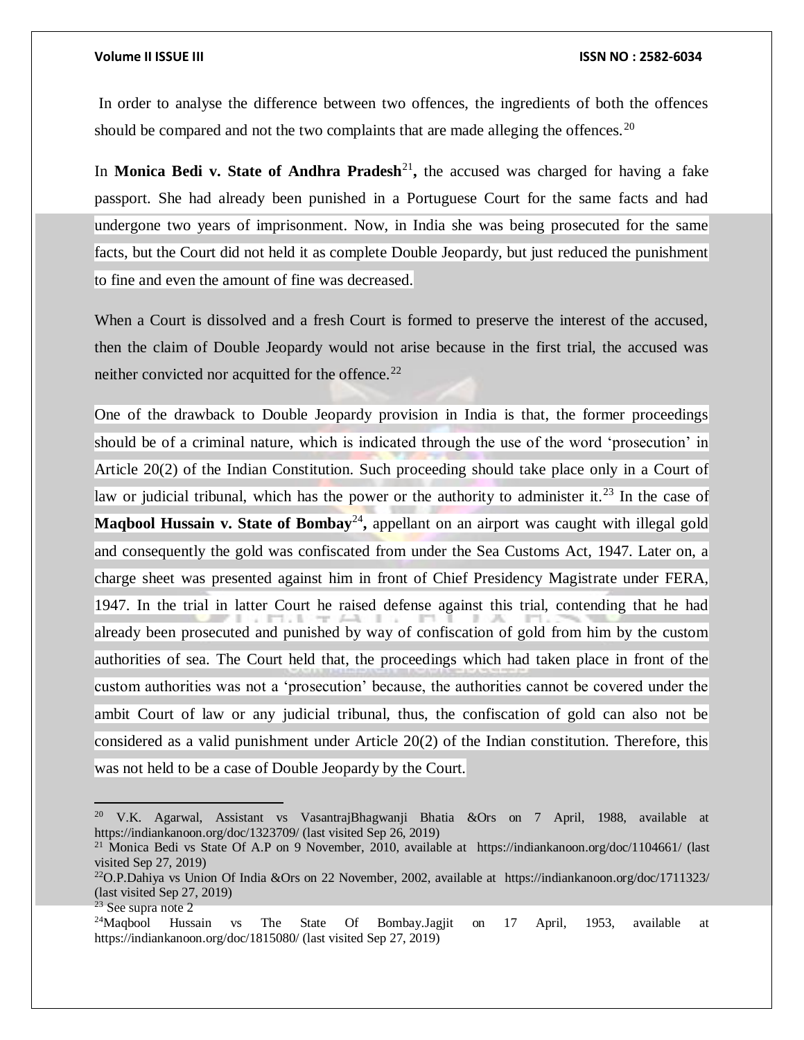In order to analyse the difference between two offences, the ingredients of both the offences should be compared and not the two complaints that are made alleging the offences.[20]

In **Monica Bedi v. State of Andhra Pradesh**[21]**,** the accused was charged for having a fake passport. She had already been punished in a Portuguese Court for the same facts and had undergone two years of imprisonment. Now, in India she was being prosecuted for the same facts, but the Court did not held it as complete Double Jeopardy, but just reduced the punishment to fine and even the amount of fine was decreased.

When a Court is dissolved and a fresh Court is formed to preserve the interest of the accused, then the claim of Double Jeopardy would not arise because in the first trial, the accused was neither convicted nor acquitted for the offence.[22]

One of the drawback to Double Jeopardy provision in India is that, the former proceedings should be of a criminal nature, which is indicated through the use of the word 'prosecution' in Article 20(2) of the Indian Constitution. Such proceeding should take place only in a Court of law or judicial tribunal, which has the power or the authority to administer it.[23] In the case of **Maqbool Hussain v. State of Bombay**[24]**,** appellant on an airport was caught with illegal gold and consequently the gold was confiscated from under the Sea Customs Act, 1947. Later on, a charge sheet was presented against him in front of Chief Presidency Magistrate under FERA, 1947. In the trial in latter Court he raised defense against this trial, contending that he had already been prosecuted and punished by way of confiscation of gold from him by the custom authorities of sea. The Court held that, the proceedings which had taken place in front of the custom authorities was not a 'prosecution' because, the authorities cannot be covered under the ambit Court of law or any judicial tribunal, thus, the confiscation of gold can also not be considered as a valid punishment under Article 20(2) of the Indian constitution. Therefore, this was not held to be a case of Double Jeopardy by the Court.

---

[20] V.K. Agarwal, Assistant vs VasantrajBhagwanji Bhatia &Ors on 7 April, 1988, available at https://indiankanoon.org/doc/1323709/ (last visited Sep 26, 2019)

[21] Monica Bedi vs State Of A.P on 9 November, 2010, available at https://indiankanoon.org/doc/1104661/ (last visited Sep 27, 2019)

[22] O.P.Dahiya vs Union Of India &Ors on 22 November, 2002, available at https://indiankanoon.org/doc/1711323/ (last visited Sep 27, 2019)

[23] See supra note 2

[24] Maqbool Hussain vs The State Of Bombay.Jagjit on 17 April, 1953, available at https://indiankanoon.org/doc/1815080/ (last visited Sep 27, 2019)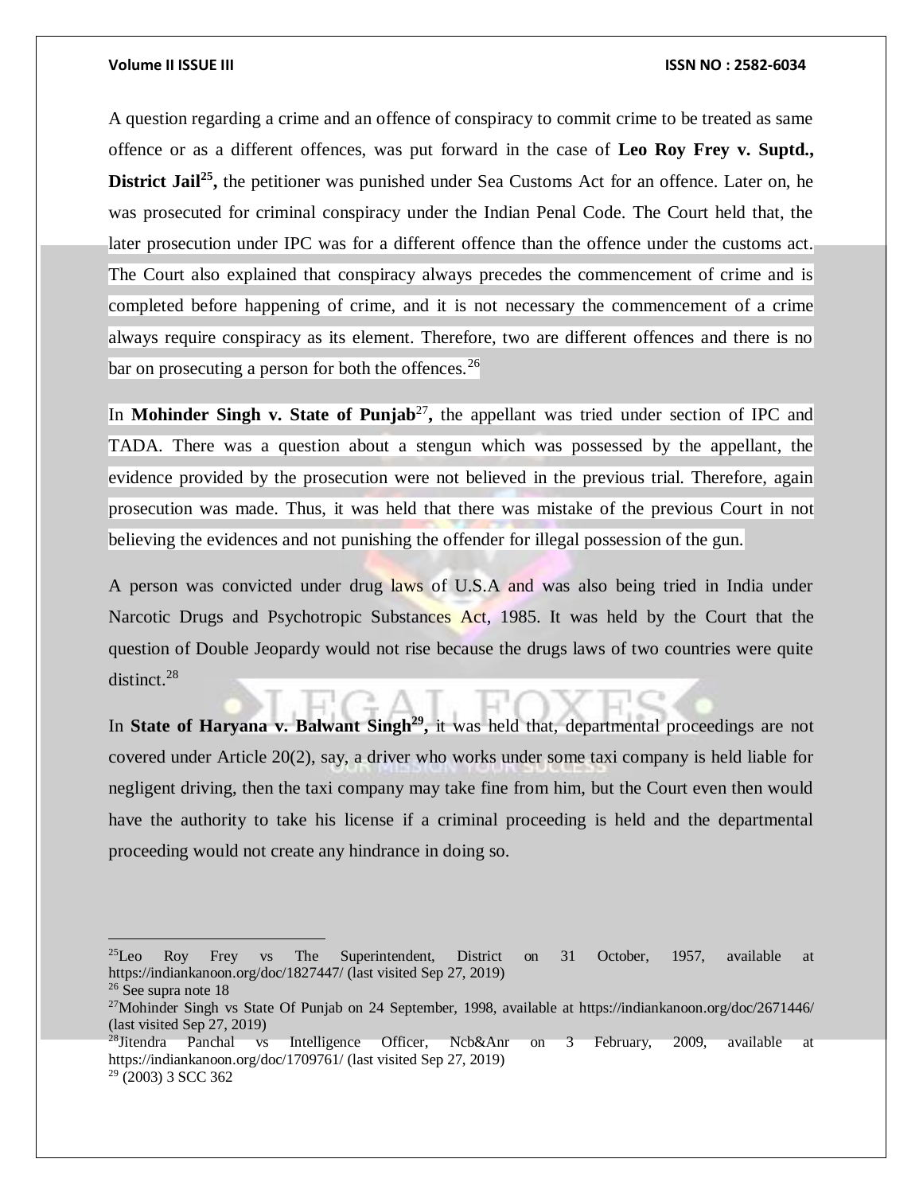A question regarding a crime and an offence of conspiracy to commit crime to be treated as same offence or as a different offences, was put forward in the case of **Leo Roy Frey v. Suptd., District Jail**[25], the petitioner was punished under Sea Customs Act for an offence. Later on, he was prosecuted for criminal conspiracy under the Indian Penal Code. The Court held that, the later prosecution under IPC was for a different offence than the offence under the customs act. The Court also explained that conspiracy always precedes the commencement of crime and is completed before happening of crime, and it is not necessary the commencement of a crime always require conspiracy as its element. Therefore, two are different offences and there is no bar on prosecuting a person for both the offences.[26]

In **Mohinder Singh v. State of Punjab**[27], the appellant was tried under section of IPC and TADA. There was a question about a stengun which was possessed by the appellant, the evidence provided by the prosecution were not believed in the previous trial. Therefore, again prosecution was made. Thus, it was held that there was mistake of the previous Court in not believing the evidences and not punishing the offender for illegal possession of the gun.

A person was convicted under drug laws of U.S.A and was also being tried in India under Narcotic Drugs and Psychotropic Substances Act, 1985. It was held by the Court that the question of Double Jeopardy would not rise because the drugs laws of two countries were quite distinct.[28]

In **State of Haryana v. Balwant Singh**[29], it was held that, departmental proceedings are not covered under Article 20(2), say, a driver who works under some taxi company is held liable for negligent driving, then the taxi company may take fine from him, but the Court even then would have the authority to take his license if a criminal proceeding is held and the departmental proceeding would not create any hindrance in doing so.

---

[25] Leo Roy Frey vs The Superintendent, District on 31 October, 1957, available at https://indiankanoon.org/doc/1827447/ (last visited Sep 27, 2019)

[26] See supra note 18

[27] Mohinder Singh vs State Of Punjab on 24 September, 1998, available at https://indiankanoon.org/doc/2671446/ (last visited Sep 27, 2019)

[28] Jitendra Panchal vs Intelligence Officer, Ncb&Anr on 3 February, 2009, available at https://indiankanoon.org/doc/1709761/ (last visited Sep 27, 2019)

[29] (2003) 3 SCC 362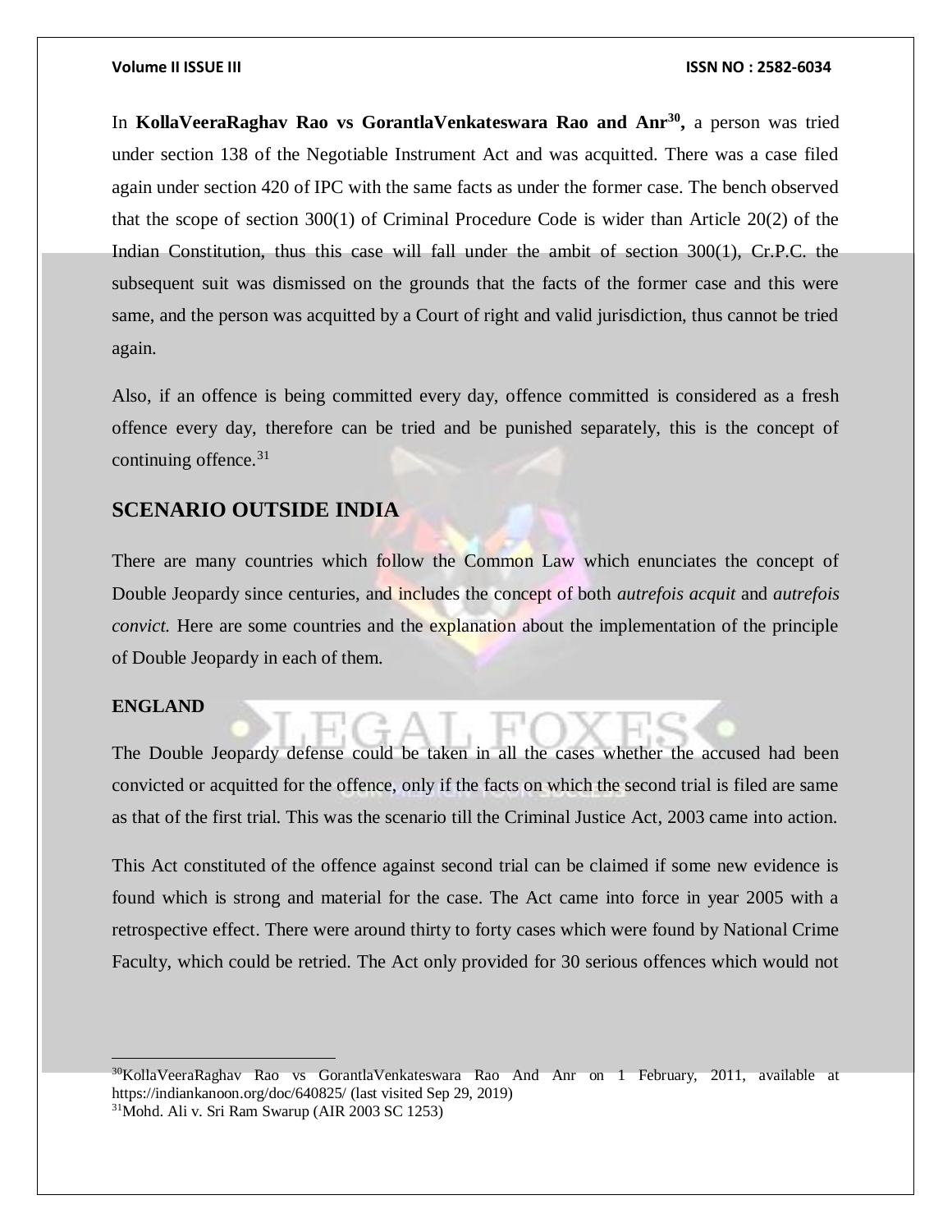In **KollaVeeraRaghav Rao vs GorantlaVenkateswara Rao and Anr**[30]**,** a person was tried under section 138 of the Negotiable Instrument Act and was acquitted. There was a case filed again under section 420 of IPC with the same facts as under the former case. The bench observed that the scope of section 300(1) of Criminal Procedure Code is wider than Article 20(2) of the Indian Constitution, thus this case will fall under the ambit of section 300(1), Cr.P.C. the subsequent suit was dismissed on the grounds that the facts of the former case and this were same, and the person was acquitted by a Court of right and valid jurisdiction, thus cannot be tried again.

Also, if an offence is being committed every day, offence committed is considered as a fresh offence every day, therefore can be tried and be punished separately, this is the concept of continuing offence.[31]

## SCENARIO OUTSIDE INDIA

There are many countries which follow the Common Law which enunciates the concept of Double Jeopardy since centuries, and includes the concept of both *autrefois acquit* and *autrefois convict.* Here are some countries and the explanation about the implementation of the principle of Double Jeopardy in each of them.

**ENGLAND**

The Double Jeopardy defense could be taken in all the cases whether the accused had been convicted or acquitted for the offence, only if the facts on which the second trial is filed are same as that of the first trial. This was the scenario till the Criminal Justice Act, 2003 came into action.

This Act constituted of the offence against second trial can be claimed if some new evidence is found which is strong and material for the case. The Act came into force in year 2005 with a retrospective effect. There were around thirty to forty cases which were found by National Crime Faculty, which could be retried. The Act only provided for 30 serious offences which would not

---

[30]KollaVeeraRaghav Rao vs GorantlaVenkateswara Rao And Anr on 1 February, 2011, available at https://indiankanoon.org/doc/640825/ (last visited Sep 29, 2019)

[31]Mohd. Ali v. Sri Ram Swarup (AIR 2003 SC 1253)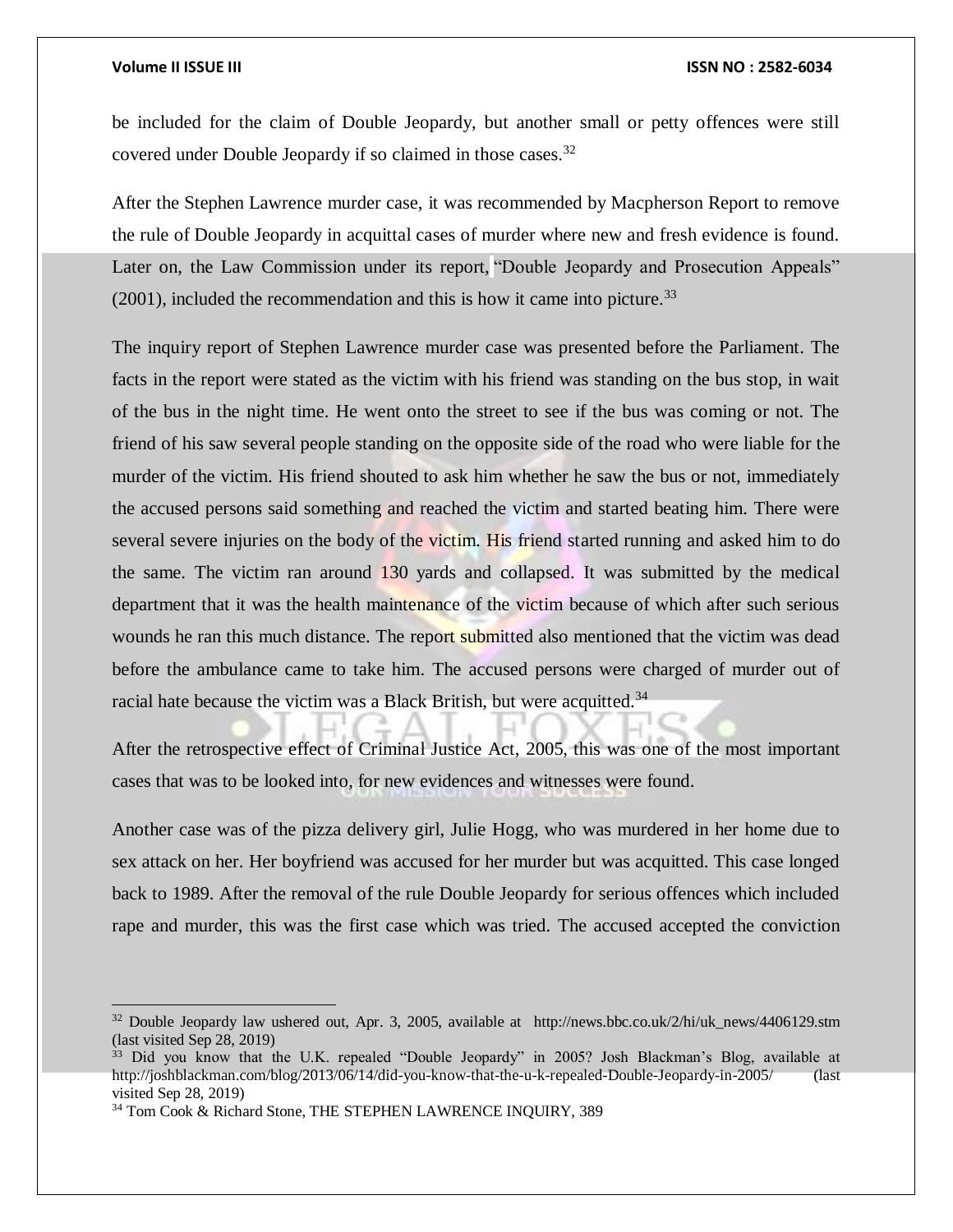be included for the claim of Double Jeopardy, but another small or petty offences were still covered under Double Jeopardy if so claimed in those cases.[32]

After the Stephen Lawrence murder case, it was recommended by Macpherson Report to remove the rule of Double Jeopardy in acquittal cases of murder where new and fresh evidence is found. Later on, the Law Commission under its report, "Double Jeopardy and Prosecution Appeals" (2001), included the recommendation and this is how it came into picture.[33]

The inquiry report of Stephen Lawrence murder case was presented before the Parliament. The facts in the report were stated as the victim with his friend was standing on the bus stop, in wait of the bus in the night time. He went onto the street to see if the bus was coming or not. The friend of his saw several people standing on the opposite side of the road who were liable for the murder of the victim. His friend shouted to ask him whether he saw the bus or not, immediately the accused persons said something and reached the victim and started beating him. There were several severe injuries on the body of the victim. His friend started running and asked him to do the same. The victim ran around 130 yards and collapsed. It was submitted by the medical department that it was the health maintenance of the victim because of which after such serious wounds he ran this much distance. The report submitted also mentioned that the victim was dead before the ambulance came to take him. The accused persons were charged of murder out of racial hate because the victim was a Black British, but were acquitted.[34]

After the retrospective effect of Criminal Justice Act, 2005, this was one of the most important cases that was to be looked into, for new evidences and witnesses were found.

Another case was of the pizza delivery girl, Julie Hogg, who was murdered in her home due to sex attack on her. Her boyfriend was accused for her murder but was acquitted. This case longed back to 1989. After the removal of the rule Double Jeopardy for serious offences which included rape and murder, this was the first case which was tried. The accused accepted the conviction

---

[32] Double Jeopardy law ushered out, Apr. 3, 2005, available at http://news.bbc.co.uk/2/hi/uk_news/4406129.stm (last visited Sep 28, 2019)

[33] Did you know that the U.K. repealed "Double Jeopardy" in 2005? Josh Blackman's Blog, available at http://joshblackman.com/blog/2013/06/14/did-you-know-that-the-u-k-repealed-Double-Jeopardy-in-2005/ (last visited Sep 28, 2019)

[34] Tom Cook & Richard Stone, THE STEPHEN LAWRENCE INQUIRY, 389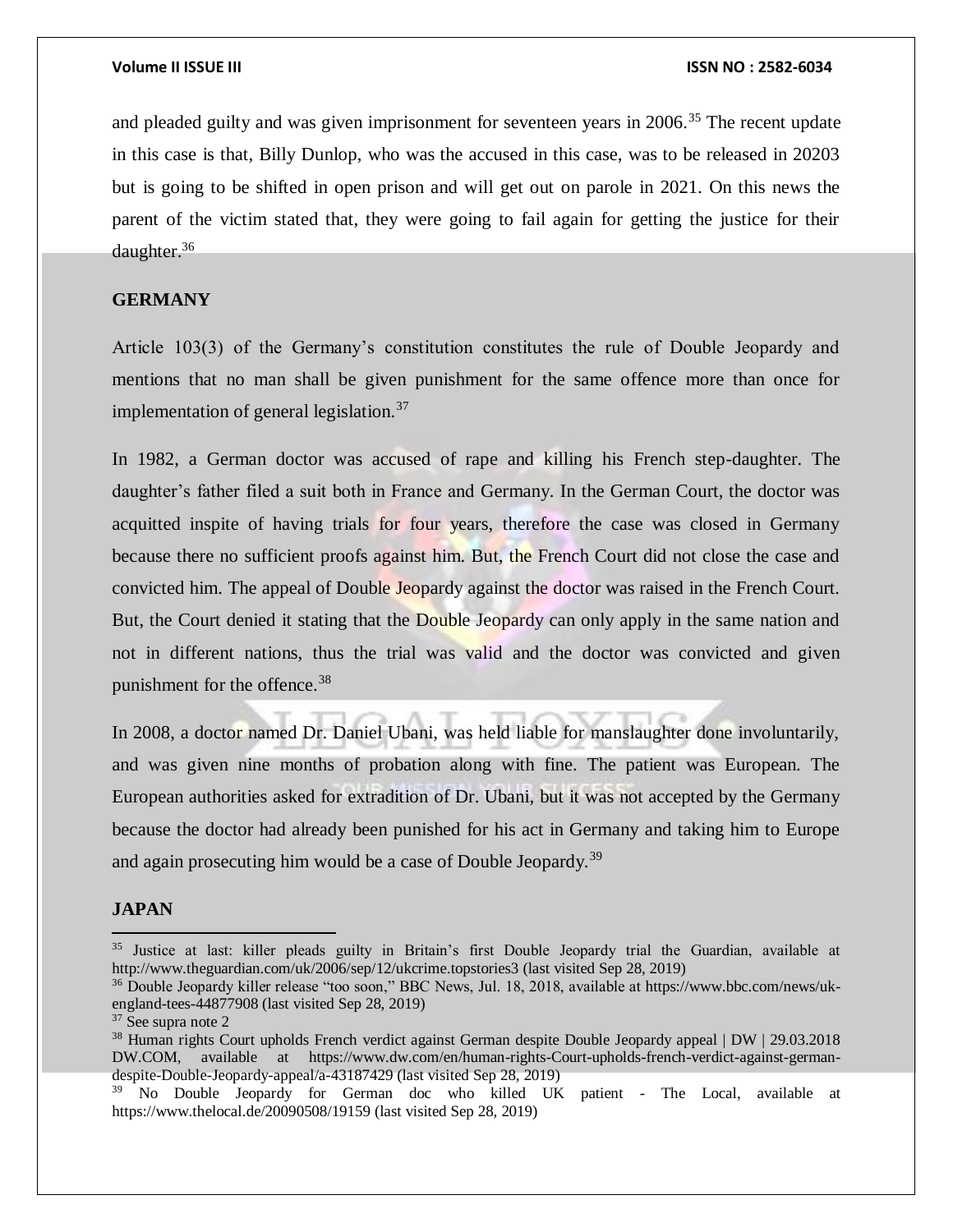and pleaded guilty and was given imprisonment for seventeen years in 2006.[35] The recent update in this case is that, Billy Dunlop, who was the accused in this case, was to be released in 20203 but is going to be shifted in open prison and will get out on parole in 2021. On this news the parent of the victim stated that, they were going to fail again for getting the justice for their daughter.[36]

## GERMANY

Article 103(3) of the Germany's constitution constitutes the rule of Double Jeopardy and mentions that no man shall be given punishment for the same offence more than once for implementation of general legislation.[37]

In 1982, a German doctor was accused of rape and killing his French step-daughter. The daughter's father filed a suit both in France and Germany. In the German Court, the doctor was acquitted inspite of having trials for four years, therefore the case was closed in Germany because there no sufficient proofs against him. But, the French Court did not close the case and convicted him. The appeal of Double Jeopardy against the doctor was raised in the French Court. But, the Court denied it stating that the Double Jeopardy can only apply in the same nation and not in different nations, thus the trial was valid and the doctor was convicted and given punishment for the offence.[38]

In 2008, a doctor named Dr. Daniel Ubani, was held liable for manslaughter done involuntarily, and was given nine months of probation along with fine. The patient was European. The European authorities asked for extradition of Dr. Ubani, but it was not accepted by the Germany because the doctor had already been punished for his act in Germany and taking him to Europe and again prosecuting him would be a case of Double Jeopardy.[39]

## JAPAN

---

[35] Justice at last: killer pleads guilty in Britain's first Double Jeopardy trial the Guardian, available at http://www.theguardian.com/uk/2006/sep/12/ukcrime.topstories3 (last visited Sep 28, 2019)

[36] Double Jeopardy killer release "too soon," BBC News, Jul. 18, 2018, available at https://www.bbc.com/news/uk-england-tees-44877908 (last visited Sep 28, 2019)

[37] See supra note 2

[38] Human rights Court upholds French verdict against German despite Double Jeopardy appeal | DW | 29.03.2018 DW.COM, available at https://www.dw.com/en/human-rights-Court-upholds-french-verdict-against-german-despite-Double-Jeopardy-appeal/a-43187429 (last visited Sep 28, 2019)

[39] No Double Jeopardy for German doc who killed UK patient - The Local, available at https://www.thelocal.de/20090508/19159 (last visited Sep 28, 2019)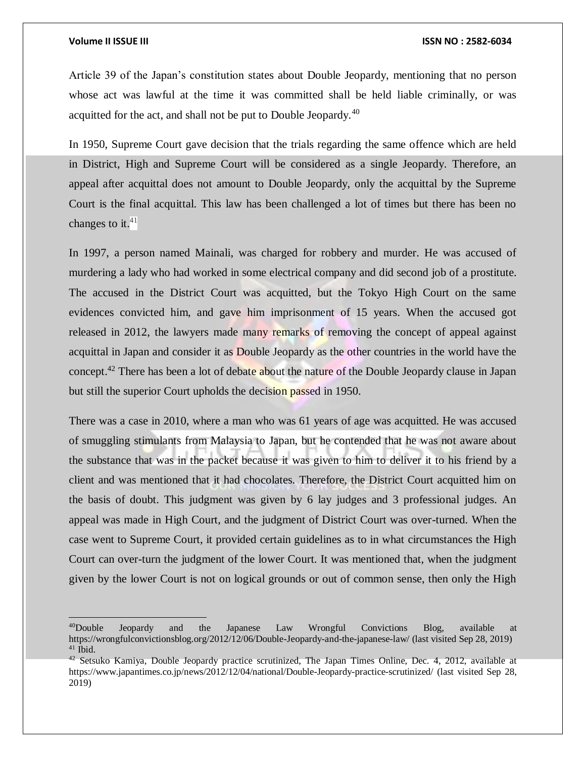Article 39 of the Japan's constitution states about Double Jeopardy, mentioning that no person whose act was lawful at the time it was committed shall be held liable criminally, or was acquitted for the act, and shall not be put to Double Jeopardy.[40]

In 1950, Supreme Court gave decision that the trials regarding the same offence which are held in District, High and Supreme Court will be considered as a single Jeopardy. Therefore, an appeal after acquittal does not amount to Double Jeopardy, only the acquittal by the Supreme Court is the final acquittal. This law has been challenged a lot of times but there has been no changes to it.[41]

In 1997, a person named Mainali, was charged for robbery and murder. He was accused of murdering a lady who had worked in some electrical company and did second job of a prostitute. The accused in the District Court was acquitted, but the Tokyo High Court on the same evidences convicted him, and gave him imprisonment of 15 years. When the accused got released in 2012, the lawyers made many remarks of removing the concept of appeal against acquittal in Japan and consider it as Double Jeopardy as the other countries in the world have the concept.[42] There has been a lot of debate about the nature of the Double Jeopardy clause in Japan but still the superior Court upholds the decision passed in 1950.

There was a case in 2010, where a man who was 61 years of age was acquitted. He was accused of smuggling stimulants from Malaysia to Japan, but he contended that he was not aware about the substance that was in the packet because it was given to him to deliver it to his friend by a client and was mentioned that it had chocolates. Therefore, the District Court acquitted him on the basis of doubt. This judgment was given by 6 lay judges and 3 professional judges. An appeal was made in High Court, and the judgment of District Court was over-turned. When the case went to Supreme Court, it provided certain guidelines as to in what circumstances the High Court can over-turn the judgment of the lower Court. It was mentioned that, when the judgment given by the lower Court is not on logical grounds or out of common sense, then only the High

---

[40] Double Jeopardy and the Japanese Law Wrongful Convictions Blog, available at https://wrongfulconvictionsblog.org/2012/12/06/Double-Jeopardy-and-the-japanese-law/ (last visited Sep 28, 2019)

[41] Ibid.

[42] Setsuko Kamiya, Double Jeopardy practice scrutinized, The Japan Times Online, Dec. 4, 2012, available at https://www.japantimes.co.jp/news/2012/12/04/national/Double-Jeopardy-practice-scrutinized/ (last visited Sep 28, 2019)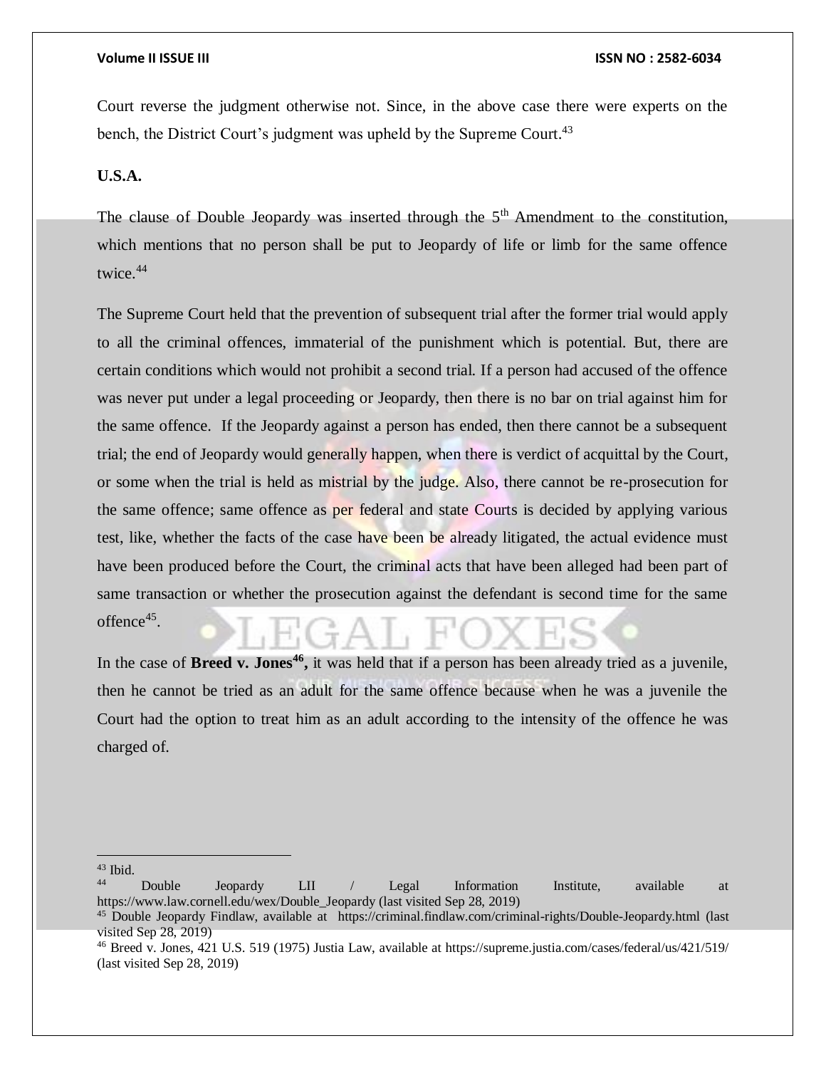Court reverse the judgment otherwise not. Since, in the above case there were experts on the bench, the District Court's judgment was upheld by the Supreme Court.[43]

**U.S.A.**

The clause of Double Jeopardy was inserted through the 5th Amendment to the constitution, which mentions that no person shall be put to Jeopardy of life or limb for the same offence twice.[44]

The Supreme Court held that the prevention of subsequent trial after the former trial would apply to all the criminal offences, immaterial of the punishment which is potential. But, there are certain conditions which would not prohibit a second trial. If a person had accused of the offence was never put under a legal proceeding or Jeopardy, then there is no bar on trial against him for the same offence. If the Jeopardy against a person has ended, then there cannot be a subsequent trial; the end of Jeopardy would generally happen, when there is verdict of acquittal by the Court, or some when the trial is held as mistrial by the judge. Also, there cannot be re-prosecution for the same offence; same offence as per federal and state Courts is decided by applying various test, like, whether the facts of the case have been be already litigated, the actual evidence must have been produced before the Court, the criminal acts that have been alleged had been part of same transaction or whether the prosecution against the defendant is second time for the same offence[45].

In the case of **Breed v. Jones[46],** it was held that if a person has been already tried as a juvenile, then he cannot be tried as an adult for the same offence because when he was a juvenile the Court had the option to treat him as an adult according to the intensity of the offence he was charged of.

---

[43] Ibid.

[44] Double Jeopardy LII / Legal Information Institute, available at https://www.law.cornell.edu/wex/Double_Jeopardy (last visited Sep 28, 2019)

[45] Double Jeopardy Findlaw, available at https://criminal.findlaw.com/criminal-rights/Double-Jeopardy.html (last visited Sep 28, 2019)

[46] Breed v. Jones, 421 U.S. 519 (1975) Justia Law, available at https://supreme.justia.com/cases/federal/us/421/519/ (last visited Sep 28, 2019)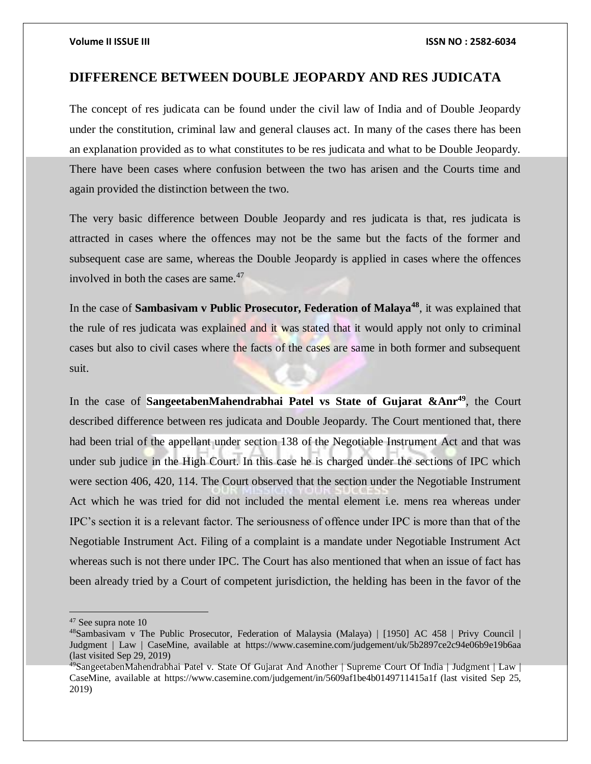## DIFFERENCE BETWEEN DOUBLE JEOPARDY AND RES JUDICATA

The concept of res judicata can be found under the civil law of India and of Double Jeopardy under the constitution, criminal law and general clauses act. In many of the cases there has been an explanation provided as to what constitutes to be res judicata and what to be Double Jeopardy. There have been cases where confusion between the two has arisen and the Courts time and again provided the distinction between the two.

The very basic difference between Double Jeopardy and res judicata is that, res judicata is attracted in cases where the offences may not be the same but the facts of the former and subsequent case are same, whereas the Double Jeopardy is applied in cases where the offences involved in both the cases are same.[47]

In the case of **Sambasivam v Public Prosecutor, Federation of Malaya[48]**, it was explained that the rule of res judicata was explained and it was stated that it would apply not only to criminal cases but also to civil cases where the facts of the cases are same in both former and subsequent suit.

In the case of **SangeetabenMahendrabhai Patel vs State of Gujarat &Anr[49]**, the Court described difference between res judicata and Double Jeopardy. The Court mentioned that, there had been trial of the appellant under section 138 of the Negotiable Instrument Act and that was under sub judice in the High Court. In this case he is charged under the sections of IPC which were section 406, 420, 114. The Court observed that the section under the Negotiable Instrument Act which he was tried for did not included the mental element i.e. mens rea whereas under IPC's section it is a relevant factor. The seriousness of offence under IPC is more than that of the Negotiable Instrument Act. Filing of a complaint is a mandate under Negotiable Instrument Act whereas such is not there under IPC. The Court has also mentioned that when an issue of fact has been already tried by a Court of competent jurisdiction, the helding has been in the favor of the

---

[47] See supra note 10

[48] Sambasivam v The Public Prosecutor, Federation of Malaysia (Malaya) | [1950] AC 458 | Privy Council | Judgment | Law | CaseMine, available at https://www.casemine.com/judgement/uk/5b2897ce2c94e06b9e19b6aa (last visited Sep 29, 2019)

[49] SangeetabenMahendrabhai Patel v. State Of Gujarat And Another | Supreme Court Of India | Judgment | Law | CaseMine, available at https://www.casemine.com/judgement/in/5609af1be4b0149711415a1f (last visited Sep 25, 2019)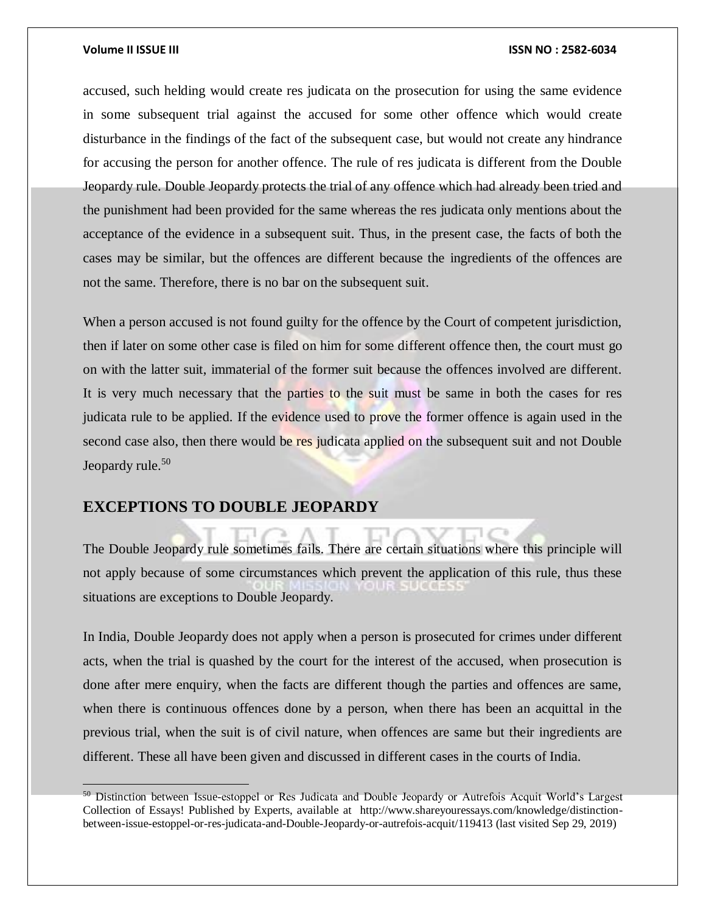accused, such helding would create res judicata on the prosecution for using the same evidence in some subsequent trial against the accused for some other offence which would create disturbance in the findings of the fact of the subsequent case, but would not create any hindrance for accusing the person for another offence. The rule of res judicata is different from the Double Jeopardy rule. Double Jeopardy protects the trial of any offence which had already been tried and the punishment had been provided for the same whereas the res judicata only mentions about the acceptance of the evidence in a subsequent suit. Thus, in the present case, the facts of both the cases may be similar, but the offences are different because the ingredients of the offences are not the same. Therefore, there is no bar on the subsequent suit.

When a person accused is not found guilty for the offence by the Court of competent jurisdiction, then if later on some other case is filed on him for some different offence then, the court must go on with the latter suit, immaterial of the former suit because the offences involved are different. It is very much necessary that the parties to the suit must be same in both the cases for res judicata rule to be applied. If the evidence used to prove the former offence is again used in the second case also, then there would be res judicata applied on the subsequent suit and not Double Jeopardy rule.[50]

## EXCEPTIONS TO DOUBLE JEOPARDY

The Double Jeopardy rule sometimes fails. There are certain situations where this principle will not apply because of some circumstances which prevent the application of this rule, thus these situations are exceptions to Double Jeopardy.

In India, Double Jeopardy does not apply when a person is prosecuted for crimes under different acts, when the trial is quashed by the court for the interest of the accused, when prosecution is done after mere enquiry, when the facts are different though the parties and offences are same, when there is continuous offences done by a person, when there has been an acquittal in the previous trial, when the suit is of civil nature, when offences are same but their ingredients are different. These all have been given and discussed in different cases in the courts of India.

---

[50] Distinction between Issue-estoppel or Res Judicata and Double Jeopardy or Autrefois Acquit World's Largest Collection of Essays! Published by Experts, available at http://www.shareyouressays.com/knowledge/distinction-between-issue-estoppel-or-res-judicata-and-Double-Jeopardy-or-autrefois-acquit/119413 (last visited Sep 29, 2019)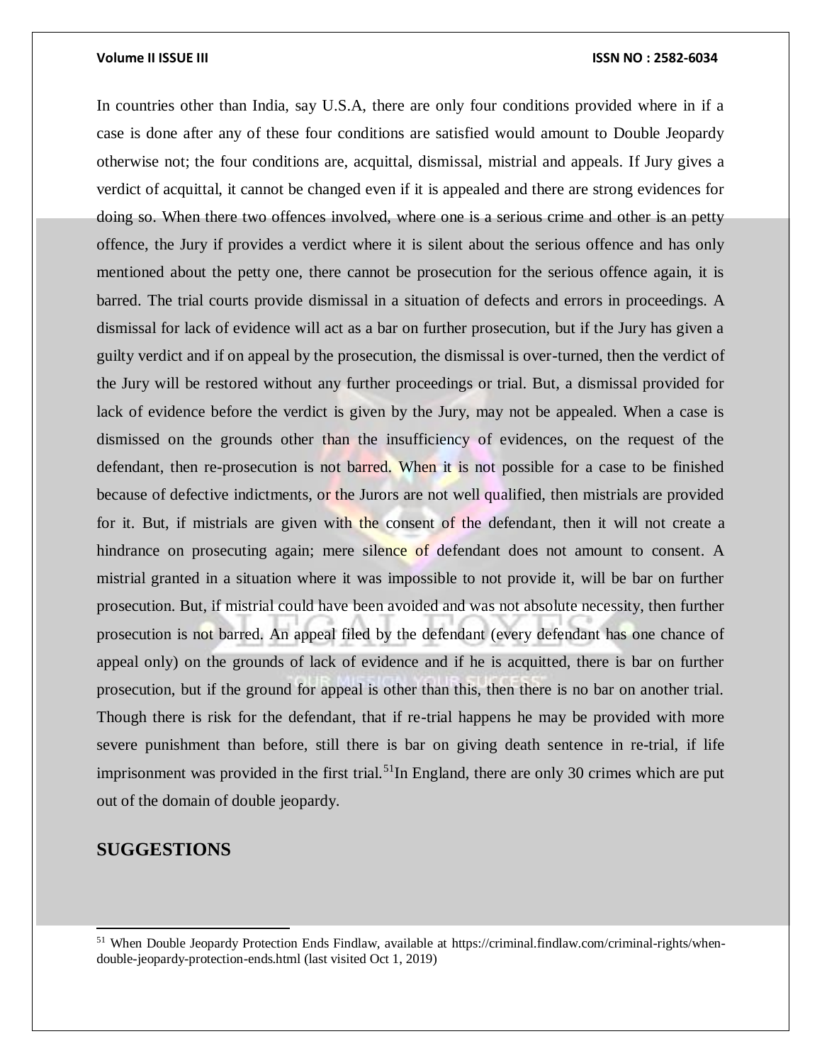In countries other than India, say U.S.A, there are only four conditions provided where in if a case is done after any of these four conditions are satisfied would amount to Double Jeopardy otherwise not; the four conditions are, acquittal, dismissal, mistrial and appeals. If Jury gives a verdict of acquittal, it cannot be changed even if it is appealed and there are strong evidences for doing so. When there two offences involved, where one is a serious crime and other is an petty offence, the Jury if provides a verdict where it is silent about the serious offence and has only mentioned about the petty one, there cannot be prosecution for the serious offence again, it is barred. The trial courts provide dismissal in a situation of defects and errors in proceedings. A dismissal for lack of evidence will act as a bar on further prosecution, but if the Jury has given a guilty verdict and if on appeal by the prosecution, the dismissal is over-turned, then the verdict of the Jury will be restored without any further proceedings or trial. But, a dismissal provided for lack of evidence before the verdict is given by the Jury, may not be appealed. When a case is dismissed on the grounds other than the insufficiency of evidences, on the request of the defendant, then re-prosecution is not barred. When it is not possible for a case to be finished because of defective indictments, or the Jurors are not well qualified, then mistrials are provided for it. But, if mistrials are given with the consent of the defendant, then it will not create a hindrance on prosecuting again; mere silence of defendant does not amount to consent. A mistrial granted in a situation where it was impossible to not provide it, will be bar on further prosecution. But, if mistrial could have been avoided and was not absolute necessity, then further prosecution is not barred. An appeal filed by the defendant (every defendant has one chance of appeal only) on the grounds of lack of evidence and if he is acquitted, there is bar on further prosecution, but if the ground for appeal is other than this, then there is no bar on another trial. Though there is risk for the defendant, that if re-trial happens he may be provided with more severe punishment than before, still there is bar on giving death sentence in re-trial, if life imprisonment was provided in the first trial.[51] In England, there are only 30 crimes which are put out of the domain of double jeopardy.

## SUGGESTIONS

[51] When Double Jeopardy Protection Ends Findlaw, available at https://criminal.findlaw.com/criminal-rights/when-double-jeopardy-protection-ends.html (last visited Oct 1, 2019)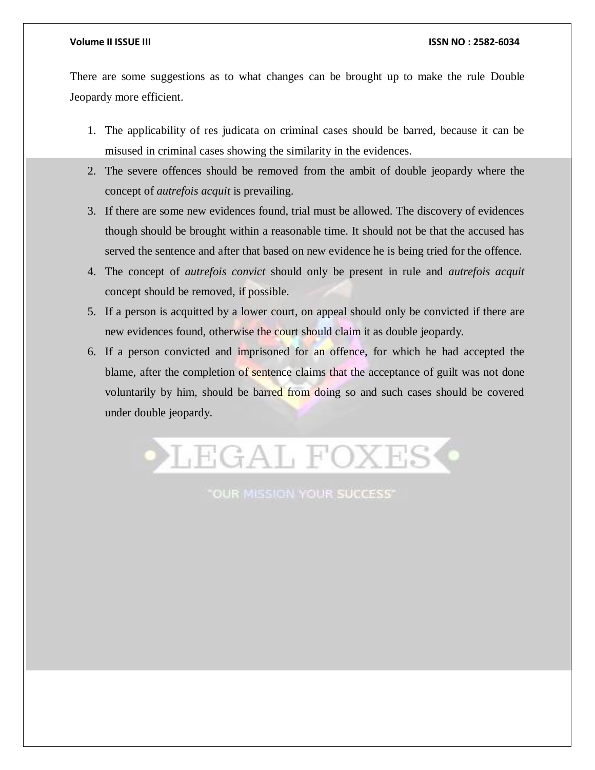There are some suggestions as to what changes can be brought up to make the rule Double Jeopardy more efficient.

1. The applicability of res judicata on criminal cases should be barred, because it can be misused in criminal cases showing the similarity in the evidences.
2. The severe offences should be removed from the ambit of double jeopardy where the concept of *autrefois acquit* is prevailing.
3. If there are some new evidences found, trial must be allowed. The discovery of evidences though should be brought within a reasonable time. It should not be that the accused has served the sentence and after that based on new evidence he is being tried for the offence.
4. The concept of *autrefois convict* should only be present in rule and *autrefois acquit* concept should be removed, if possible.
5. If a person is acquitted by a lower court, on appeal should only be convicted if there are new evidences found, otherwise the court should claim it as double jeopardy.
6. If a person convicted and imprisoned for an offence, for which he had accepted the blame, after the completion of sentence claims that the acceptance of guilt was not done voluntarily by him, should be barred from doing so and such cases should be covered under double jeopardy.